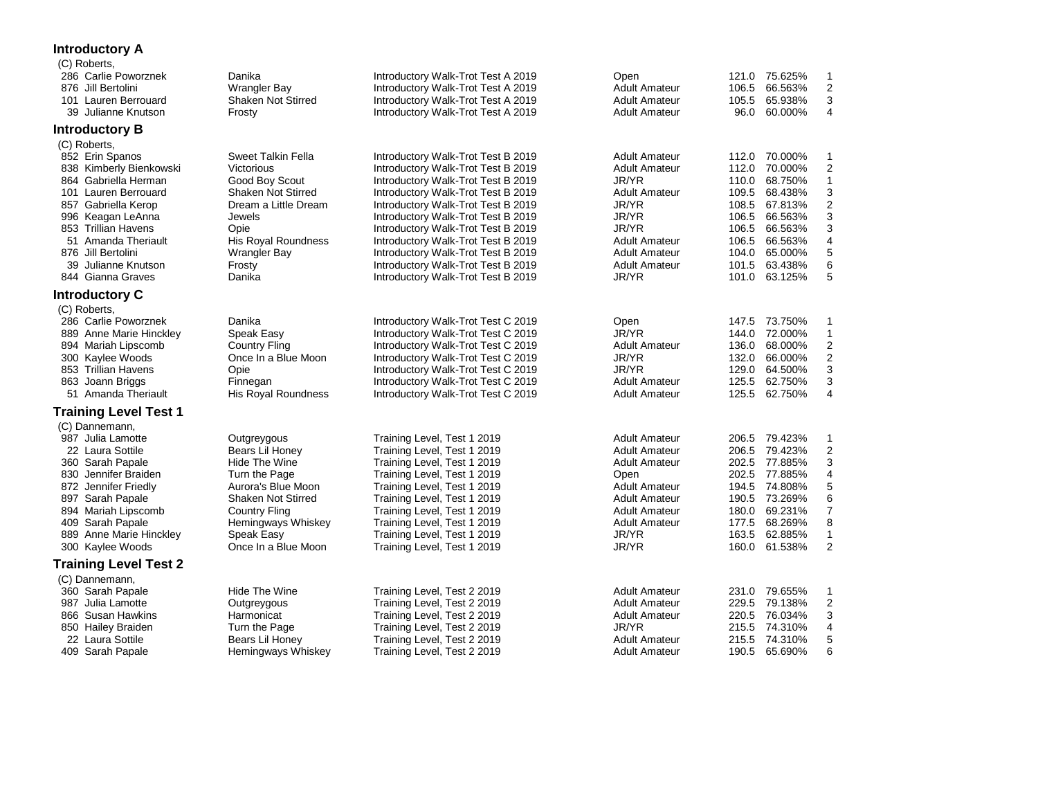## Introductory A

(C) Roberts,

| No. | Rider | Horse | Test | Division | Score | Percent | Place |
|---|---|---|---|---|---|---|---|
| 286 | Carlie Poworznek | Danika | Introductory Walk-Trot Test A 2019 | Open | 121.0 | 75.625% | 1 |
| 876 | Jill Bertolini | Wrangler Bay | Introductory Walk-Trot Test A 2019 | Adult Amateur | 106.5 | 66.563% | 2 |
| 101 | Lauren Berrouard | Shaken Not Stirred | Introductory Walk-Trot Test A 2019 | Adult Amateur | 105.5 | 65.938% | 3 |
| 39 | Julianne Knutson | Frosty | Introductory Walk-Trot Test A 2019 | Adult Amateur | 96.0 | 60.000% | 4 |

## Introductory B

(C) Roberts,

| No. | Rider | Horse | Test | Division | Score | Percent | Place |
|---|---|---|---|---|---|---|---|
| 852 | Erin Spanos | Sweet Talkin Fella | Introductory Walk-Trot Test B 2019 | Adult Amateur | 112.0 | 70.000% | 1 |
| 838 | Kimberly Bienkowski | Victorious | Introductory Walk-Trot Test B 2019 | Adult Amateur | 112.0 | 70.000% | 2 |
| 864 | Gabriella Herman | Good Boy Scout | Introductory Walk-Trot Test B 2019 | JR/YR | 110.0 | 68.750% | 1 |
| 101 | Lauren Berrouard | Shaken Not Stirred | Introductory Walk-Trot Test B 2019 | Adult Amateur | 109.5 | 68.438% | 3 |
| 857 | Gabriella Kerop | Dream a Little Dream | Introductory Walk-Trot Test B 2019 | JR/YR | 108.5 | 67.813% | 2 |
| 996 | Keagan LeAnna | Jewels | Introductory Walk-Trot Test B 2019 | JR/YR | 106.5 | 66.563% | 3 |
| 853 | Trillian Havens | Opie | Introductory Walk-Trot Test B 2019 | JR/YR | 106.5 | 66.563% | 3 |
| 51 | Amanda Theriault | His Royal Roundness | Introductory Walk-Trot Test B 2019 | Adult Amateur | 106.5 | 66.563% | 4 |
| 876 | Jill Bertolini | Wrangler Bay | Introductory Walk-Trot Test B 2019 | Adult Amateur | 104.0 | 65.000% | 5 |
| 39 | Julianne Knutson | Frosty | Introductory Walk-Trot Test B 2019 | Adult Amateur | 101.5 | 63.438% | 6 |
| 844 | Gianna Graves | Danika | Introductory Walk-Trot Test B 2019 | JR/YR | 101.0 | 63.125% | 5 |

## Introductory C

(C) Roberts,

| No. | Rider | Horse | Test | Division | Score | Percent | Place |
|---|---|---|---|---|---|---|---|
| 286 | Carlie Poworznek | Danika | Introductory Walk-Trot Test C 2019 | Open | 147.5 | 73.750% | 1 |
| 889 | Anne Marie Hinckley | Speak Easy | Introductory Walk-Trot Test C 2019 | JR/YR | 144.0 | 72.000% | 1 |
| 894 | Mariah Lipscomb | Country Fling | Introductory Walk-Trot Test C 2019 | Adult Amateur | 136.0 | 68.000% | 2 |
| 300 | Kaylee Woods | Once In a Blue Moon | Introductory Walk-Trot Test C 2019 | JR/YR | 132.0 | 66.000% | 2 |
| 853 | Trillian Havens | Opie | Introductory Walk-Trot Test C 2019 | JR/YR | 129.0 | 64.500% | 3 |
| 863 | Joann Briggs | Finnegan | Introductory Walk-Trot Test C 2019 | Adult Amateur | 125.5 | 62.750% | 3 |
| 51 | Amanda Theriault | His Royal Roundness | Introductory Walk-Trot Test C 2019 | Adult Amateur | 125.5 | 62.750% | 4 |

## Training Level Test 1

(C) Dannemann,

| No. | Rider | Horse | Test | Division | Score | Percent | Place |
|---|---|---|---|---|---|---|---|
| 987 | Julia Lamotte | Outgreygous | Training Level, Test 1 2019 | Adult Amateur | 206.5 | 79.423% | 1 |
| 22 | Laura Sottile | Bears Lil Honey | Training Level, Test 1 2019 | Adult Amateur | 206.5 | 79.423% | 2 |
| 360 | Sarah Papale | Hide The Wine | Training Level, Test 1 2019 | Adult Amateur | 202.5 | 77.885% | 3 |
| 830 | Jennifer Braiden | Turn the Page | Training Level, Test 1 2019 | Open | 202.5 | 77.885% | 4 |
| 872 | Jennifer Friedly | Aurora's Blue Moon | Training Level, Test 1 2019 | Adult Amateur | 194.5 | 74.808% | 5 |
| 897 | Sarah Papale | Shaken Not Stirred | Training Level, Test 1 2019 | Adult Amateur | 190.5 | 73.269% | 6 |
| 894 | Mariah Lipscomb | Country Fling | Training Level, Test 1 2019 | Adult Amateur | 180.0 | 69.231% | 7 |
| 409 | Sarah Papale | Hemingways Whiskey | Training Level, Test 1 2019 | Adult Amateur | 177.5 | 68.269% | 8 |
| 889 | Anne Marie Hinckley | Speak Easy | Training Level, Test 1 2019 | JR/YR | 163.5 | 62.885% | 1 |
| 300 | Kaylee Woods | Once In a Blue Moon | Training Level, Test 1 2019 | JR/YR | 160.0 | 61.538% | 2 |

## Training Level Test 2

(C) Dannemann,

| No. | Rider | Horse | Test | Division | Score | Percent | Place |
|---|---|---|---|---|---|---|---|
| 360 | Sarah Papale | Hide The Wine | Training Level, Test 2 2019 | Adult Amateur | 231.0 | 79.655% | 1 |
| 987 | Julia Lamotte | Outgreygous | Training Level, Test 2 2019 | Adult Amateur | 229.5 | 79.138% | 2 |
| 866 | Susan Hawkins | Harmonicat | Training Level, Test 2 2019 | Adult Amateur | 220.5 | 76.034% | 3 |
| 850 | Hailey Braiden | Turn the Page | Training Level, Test 2 2019 | JR/YR | 215.5 | 74.310% | 4 |
| 22 | Laura Sottile | Bears Lil Honey | Training Level, Test 2 2019 | Adult Amateur | 215.5 | 74.310% | 5 |
| 409 | Sarah Papale | Hemingways Whiskey | Training Level, Test 2 2019 | Adult Amateur | 190.5 | 65.690% | 6 |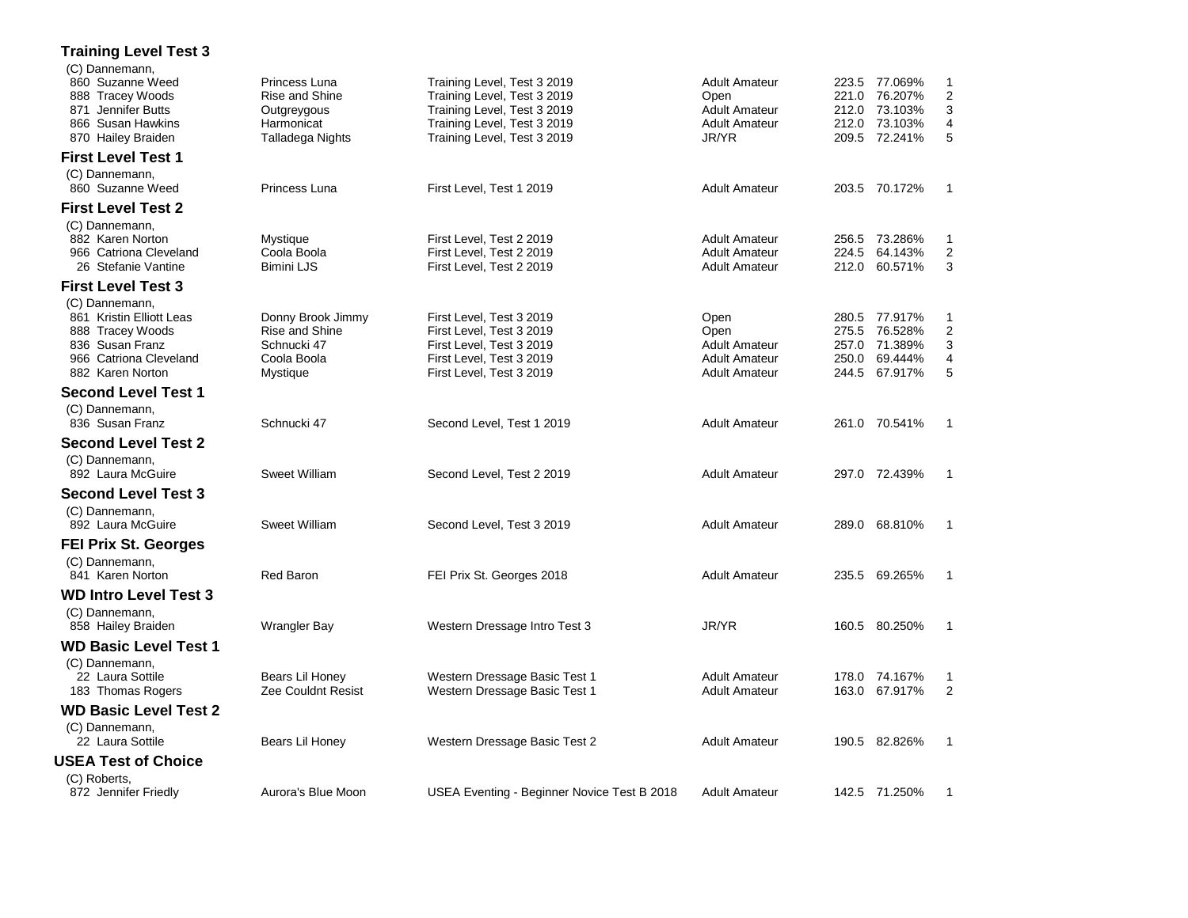### Training Level Test 3

(C) Dannemann,

| | | | | | | |
|---|---|---|---|---|---|---|
| 860 Suzanne Weed | Princess Luna | Training Level, Test 3 2019 | Adult Amateur | 223.5 | 77.069% | 1 |
| 888 Tracey Woods | Rise and Shine | Training Level, Test 3 2019 | Open | 221.0 | 76.207% | 2 |
| 871 Jennifer Butts | Outgreygous | Training Level, Test 3 2019 | Adult Amateur | 212.0 | 73.103% | 3 |
| 866 Susan Hawkins | Harmonicat | Training Level, Test 3 2019 | Adult Amateur | 212.0 | 73.103% | 4 |
| 870 Hailey Braiden | Talladega Nights | Training Level, Test 3 2019 | JR/YR | 209.5 | 72.241% | 5 |

### First Level Test 1

(C) Dannemann,

| | | | | | | |
|---|---|---|---|---|---|---|
| 860 Suzanne Weed | Princess Luna | First Level, Test 1 2019 | Adult Amateur | 203.5 | 70.172% | 1 |

### First Level Test 2

(C) Dannemann,

| | | | | | | |
|---|---|---|---|---|---|---|
| 882 Karen Norton | Mystique | First Level, Test 2 2019 | Adult Amateur | 256.5 | 73.286% | 1 |
| 966 Catriona Cleveland | Coola Boola | First Level, Test 2 2019 | Adult Amateur | 224.5 | 64.143% | 2 |
| 26 Stefanie Vantine | Bimini LJS | First Level, Test 2 2019 | Adult Amateur | 212.0 | 60.571% | 3 |

### First Level Test 3

(C) Dannemann,

| | | | | | | |
|---|---|---|---|---|---|---|
| 861 Kristin Elliott Leas | Donny Brook Jimmy | First Level, Test 3 2019 | Open | 280.5 | 77.917% | 1 |
| 888 Tracey Woods | Rise and Shine | First Level, Test 3 2019 | Open | 275.5 | 76.528% | 2 |
| 836 Susan Franz | Schnucki 47 | First Level, Test 3 2019 | Adult Amateur | 257.0 | 71.389% | 3 |
| 966 Catriona Cleveland | Coola Boola | First Level, Test 3 2019 | Adult Amateur | 250.0 | 69.444% | 4 |
| 882 Karen Norton | Mystique | First Level, Test 3 2019 | Adult Amateur | 244.5 | 67.917% | 5 |

### Second Level Test 1

(C) Dannemann,

| | | | | | | |
|---|---|---|---|---|---|---|
| 836 Susan Franz | Schnucki 47 | Second Level, Test 1 2019 | Adult Amateur | 261.0 | 70.541% | 1 |

### Second Level Test 2

(C) Dannemann,

| | | | | | | |
|---|---|---|---|---|---|---|
| 892 Laura McGuire | Sweet William | Second Level, Test 2 2019 | Adult Amateur | 297.0 | 72.439% | 1 |

### Second Level Test 3

(C) Dannemann,

| | | | | | | |
|---|---|---|---|---|---|---|
| 892 Laura McGuire | Sweet William | Second Level, Test 3 2019 | Adult Amateur | 289.0 | 68.810% | 1 |

### FEI Prix St. Georges

(C) Dannemann,

| | | | | | | |
|---|---|---|---|---|---|---|
| 841 Karen Norton | Red Baron | FEI Prix St. Georges 2018 | Adult Amateur | 235.5 | 69.265% | 1 |

### WD Intro Level Test 3

(C) Dannemann,

| | | | | | | |
|---|---|---|---|---|---|---|
| 858 Hailey Braiden | Wrangler Bay | Western Dressage Intro Test 3 | JR/YR | 160.5 | 80.250% | 1 |

### WD Basic Level Test 1

(C) Dannemann,

| | | | | | | |
|---|---|---|---|---|---|---|
| 22 Laura Sottile | Bears Lil Honey | Western Dressage Basic Test 1 | Adult Amateur | 178.0 | 74.167% | 1 |
| 183 Thomas Rogers | Zee Couldnt Resist | Western Dressage Basic Test 1 | Adult Amateur | 163.0 | 67.917% | 2 |

### WD Basic Level Test 2

(C) Dannemann,

| | | | | | | |
|---|---|---|---|---|---|---|
| 22 Laura Sottile | Bears Lil Honey | Western Dressage Basic Test 2 | Adult Amateur | 190.5 | 82.826% | 1 |

### USEA Test of Choice

(C) Roberts,

| | | | | | | |
|---|---|---|---|---|---|---|
| 872 Jennifer Friedly | Aurora's Blue Moon | USEA Eventing - Beginner Novice Test B 2018 | Adult Amateur | 142.5 | 71.250% | 1 |